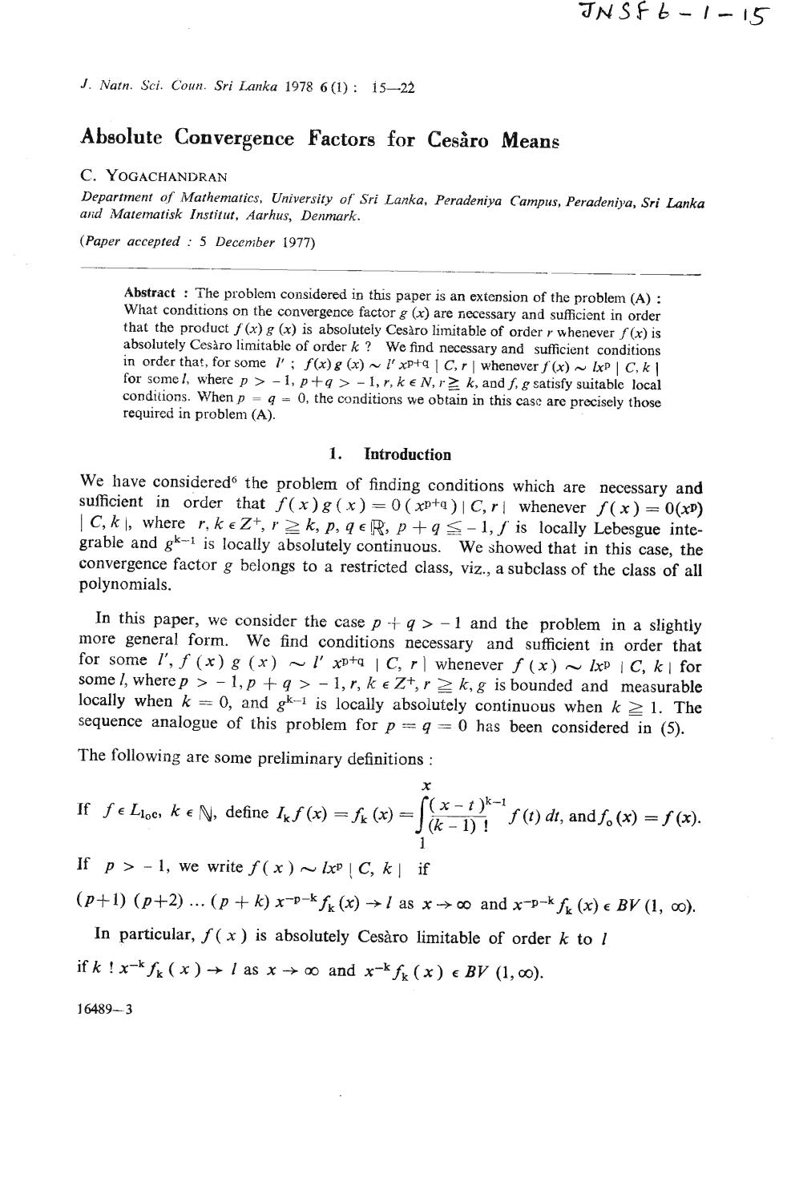# Absolute Convergence Factors for Cesàro Means

C. YOGACHANDRAN

*Department of Mathematics, University of Sri Lanka, Peradeniya Campus, Peradeniya, Sri Lanka and Matematisk Institut, Aarhus, Denmark.*

*(Paper accepted : 5 December 1977)*

---

**Abstract** : The problem considered in this paper is an extension of the problem (A) : What conditions on the convergence factor $g(x)$ are necessary and sufficient in order that the product $f(x)g(x)$ is absolutely Cesàro limitable of order $r$ whenever $f(x)$ is absolutely Cesàro limitable of order $k$ ? We find necessary and sufficient conditions in order that, for some $l'$ ; $f(x)g(x) \sim l' x^{p+q} \mid C, r \mid$ whenever $f(x) \sim lx^p \mid C, k \mid$ for some $l$, where $p > -1$, $p+q > -1$, $r, k \in N$, $r \geq k$, and $f, g$ satisfy suitable local conditions. When $p = q = 0$, the conditions we obtain in this case are precisely those required in problem (A).

## 1. Introduction

We have considered[6] the problem of finding conditions which are necessary and sufficient in order that $f(x)g(x) = 0(x^{p+q}) \mid C, r \mid$ whenever $f(x) = 0(x^p) \mid C, k \mid$, where $r, k \in Z^+$, $r \geq k$, $p, q \in \mathbb{R}$, $p + q \leqq -1$, $f$ is locally Lebesgue integrable and $g^{k-1}$ is locally absolutely continuous. We showed that in this case, the convergence factor $g$ belongs to a restricted class, viz., a subclass of the class of all polynomials.

In this paper, we consider the case $p + q > -1$ and the problem in a slightly more general form. We find conditions necessary and sufficient in order that for some $l'$, $f(x)g(x) \sim l' x^{p+q} \mid C, r \mid$ whenever $f(x) \sim lx^p \mid C, k \mid$ for some $l$, where $p > -1$, $p + q > -1$, $r, k \in Z^+$, $r \geq k$, $g$ is bounded and measurable locally when $k = 0$, and $g^{k-1}$ is locally absolutely continuous when $k \geq 1$. The sequence analogue of this problem for $p = q = 0$ has been considered in (5).

The following are some preliminary definitions :

If $f \in L_{loc}$, $k \in \mathbb{N}$, define $I_k f(x) = f_k(x) = \displaystyle\int_1^x \frac{(x-t)^{k-1}}{(k-1)!} f(t)\, dt$, and $f_0(x) = f(x)$.

If $p > -1$, we write $f(x) \sim lx^p \mid C, k \mid$ if

$(p+1)(p+2) \ldots (p+k)\, x^{-p-k} f_k(x) \to l$ as $x \to \infty$ and $x^{-p-k} f_k(x) \in BV(1, \infty)$.

In particular, $f(x)$ is absolutely Cesàro limitable of order $k$ to $l$

if $k!\, x^{-k} f_k(x) \to l$ as $x \to \infty$ and $x^{-k} f_k(x) \in BV(1, \infty)$.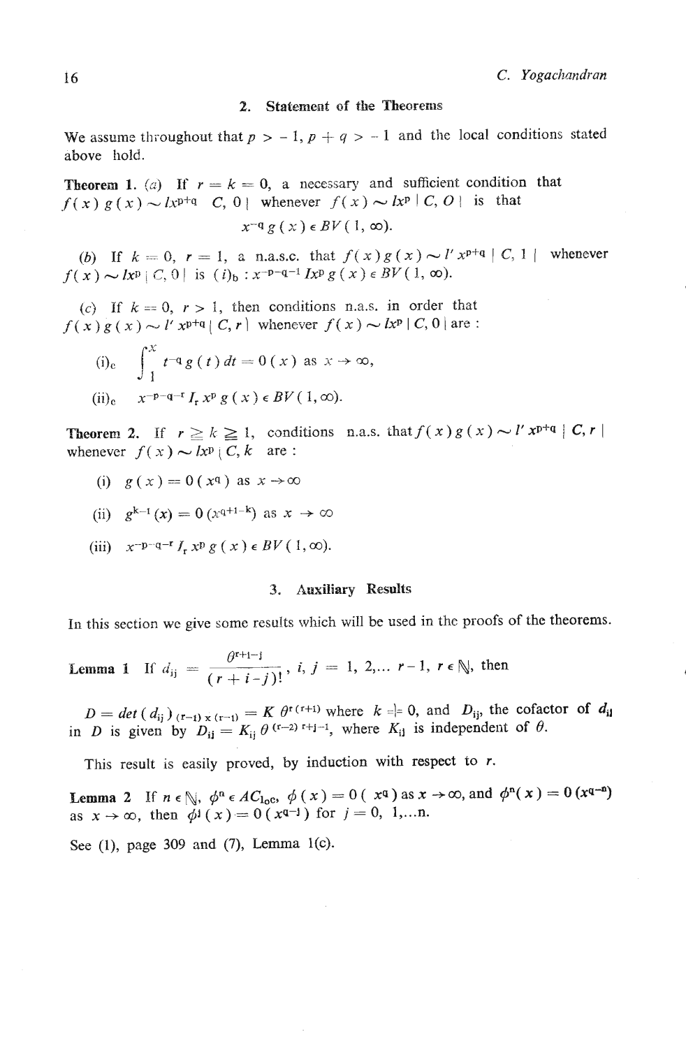## 2. Statement of the Theorems

We assume throughout that $p > -1$, $p + q > -1$ and the local conditions stated above hold.

**Theorem 1.** (*a*) If $r = k = 0$, a necessary and sufficient condition that $f(x)\,g(x) \sim lx^{p+q}\ |C, 0|$ whenever $f(x) \sim lx^{p}\ |C, O|$ is that

$$x^{-q}\,g(x) \in BV(1, \infty).$$

(*b*) If $k = 0$, $r = 1$, a n.a.s.c. that $f(x)\,g(x) \sim l'\,x^{p+q}\ |C, 1|$ whenever $f(x) \sim lx^{p}\ |C, 0|$ is $(i)_b : x^{-p-q-1}\,Ix^{p}\,g(x) \in BV(1, \infty)$.

(*c*) If $k = 0$, $r > 1$, then conditions n.a.s. in order that $f(x)\,g(x) \sim l'\,x^{p+q}\ |C, r|$ whenever $f(x) \sim lx^{p}\ |C, 0|$ are :

(i)$_c$ $\displaystyle\int_1^x t^{-q}\,g(t)\,dt = O(x)$ as $x \to \infty$,

(ii)$_c$ $x^{-p-q-r}\,I_r\,x^{p}\,g(x) \in BV(1, \infty)$.

**Theorem 2.** If $r \geqq k \geqq 1$, conditions n.a.s. that $f(x)\,g(x) \sim l'\,x^{p+q}\ |C, r|$ whenever $f(x) \sim lx^{p}\ |C, k|$ are :

(i) $g(x) = O(x^{q})$ as $x \to \infty$

(ii) $g^{k-1}(x) = O(x^{q+1-k})$ as $x \to \infty$

(iii) $x^{-p-q-r}\,I_r\,x^{p}\,g(x) \in BV(1, \infty)$.

## 3. Auxiliary Results

In this section we give some results which will be used in the proofs of the theorems.

**Lemma 1** If $d_{ij} = \dfrac{\theta^{r+1-j}}{(r+i-j)!}$, $i, j = 1, 2, \ldots r-1$, $r \in \mathbb{N}$, then

$D = det(d_{ij})_{(r-1)\times(r-1)} = K\,\theta^{r(r+1)}$ where $k \neq 0$, and $D_{ij}$, the cofactor of $d_{ij}$ in $D$ is given by $D_{ij} = K_{ij}\,\theta^{(r-2)\,r+j-1}$, where $K_{ij}$ is independent of $\theta$.

This result is easily proved, by induction with respect to $r$.

**Lemma 2** If $n \in \mathbb{N}$, $\phi^{n} \in AC_{loc}$, $\phi(x) = O(x^{q})$ as $x \to \infty$, and $\phi^{n}(x) = O(x^{q-n})$ as $x \to \infty$, then $\phi^{j}(x) = O(x^{q-j})$ for $j = 0, 1, \ldots n$.

See (1), page 309 and (7), Lemma 1(c).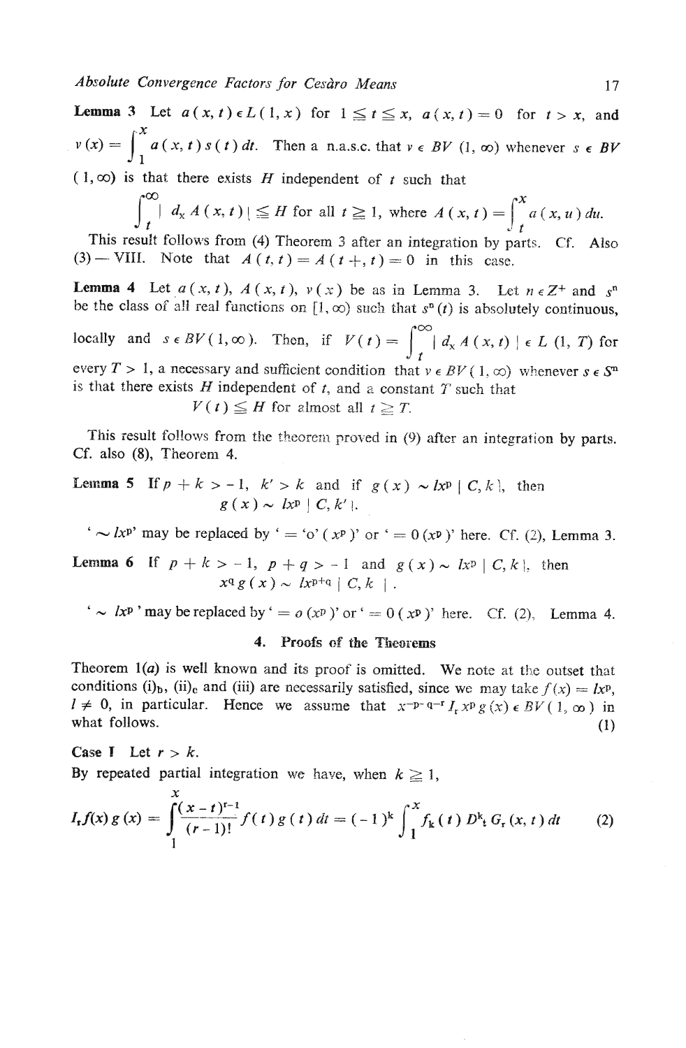**Lemma 3** Let $a(x, t) \in L(1, x)$ for $1 \leqq t \leqq x$, $a(x, t) = 0$ for $t > x$, and $v(x) = \int_1^x a(x, t) s(t)\, dt$. Then a n.a.s.c. that $v \in BV(1, \infty)$ whenever $s \in BV(1, \infty)$ is that there exists $H$ independent of $t$ such that

$$\int_t^\infty | d_x A(x, t) | \leqq H \text{ for all } t \geqq 1, \text{ where } A(x, t) = \int_t^x a(x, u)\, du.$$

This result follows from (4) Theorem 3 after an integration by parts. Cf. Also (3) — VIII. Note that $A(t, t) = A(t+, t) = 0$ in this case.

**Lemma 4** Let $a(x, t)$, $A(x, t)$, $v(x)$ be as in Lemma 3. Let $n \in Z^+$ and $s^n$ be the class of all real functions on $[1, \infty)$ such that $s^n(t)$ is absolutely continuous, locally and $s \in BV(1, \infty)$. Then, if $V(t) = \int_t^\infty | d_x A(x, t) | \in L(1, T)$ for every $T > 1$, a necessary and sufficient condition that $v \in BV(1, \infty)$ whenever $s \in S^n$ is that there exists $H$ independent of $t$, and a constant $T$ such that

$$V(t) \leqq H \text{ for almost all } t \geqq T.$$

This result follows from the theorem proved in (9) after an integration by parts. Cf. also (8), Theorem 4.

**Lemma 5** If $p + k > -1$, $k' > k$ and if $g(x) \sim lx^p \mid C, k \mid$, then
$$g(x) \sim lx^p \mid C, k' \mid.$$

'$\sim lx^p$' may be replaced by '$=$ 'o' $(x^p)$' or '$= 0(x^p)$' here. Cf. (2), Lemma 3.

**Lemma 6** If $p + k > -1$, $p + q > -1$ and $g(x) \sim lx^p \mid C, k \mid$, then
$$x^q g(x) \sim lx^{p+q} \mid C, k \mid.$$

'$\sim lx^p$' may be replaced by '$= o(x^p)$' or '$= 0(x^p)$' here. Cf. (2), Lemma 4.

## 4. Proofs of the Theorems

Theorem 1(*a*) is well known and its proof is omitted. We note at the outset that conditions (i)$_b$, (ii)$_c$ and (iii) are necessarily satisfied, since we may take $f(x) = lx^p$, $l \neq 0$, in particular. Hence we assume that $x^{-p-q-r} I_r x^p g(x) \in BV(1, \infty)$ in what follows. (1)

**Case I** Let $r > k$.

By repeated partial integration we have, when $k \geqq 1$,

$$I_r f(x) g(x) = \int_1^x \frac{(x-t)^{r-1}}{(r-1)!} f(t) g(t)\, dt = (-1)^k \int_1^x f_k(t)\, D_t^k G_r(x, t)\, dt \tag{2}$$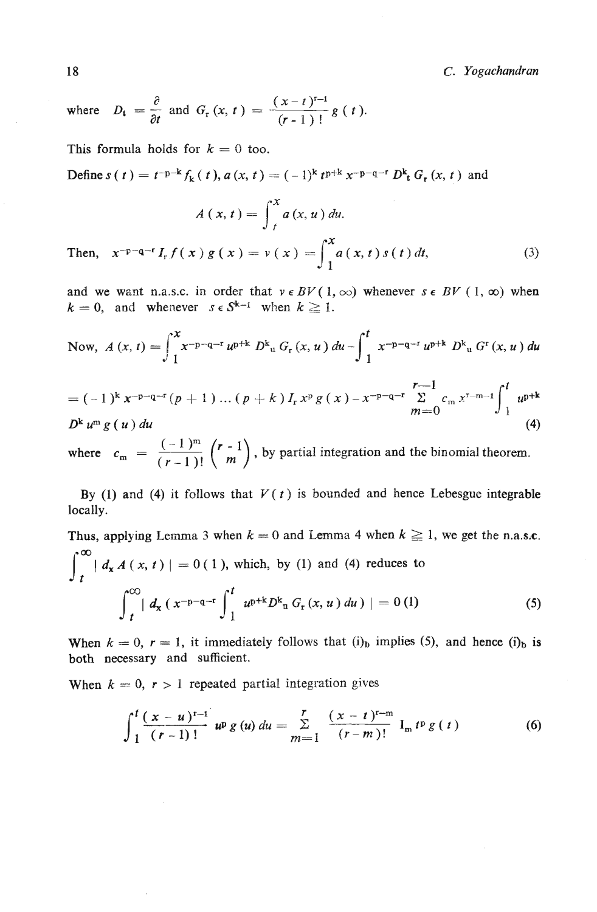where $D_t = \frac{\partial}{\partial t}$ and $G_r(x, t) = \frac{(x-t)^{r-1}}{(r-1)!} g(t)$.

This formula holds for $k = 0$ too.

Define $s(t) = t^{-p-k} f_k(t)$, $a(x, t) = (-1)^k t^{p+k} x^{-p-q-r} D^k_t G_r(x, t)$ and

$$A(x, t) = \int_t^x a(x, u)\, du.$$

Then, $$x^{-p-q-r} I_r f(x) g(x) = v(x) = \int_1^x a(x, t) s(t)\, dt, \tag{3}$$

and we want n.a.s.c. in order that $v \in BV(1, \infty)$ whenever $s \in BV(1, \infty)$ when $k = 0$, and whenever $s \in S^{k-1}$ when $k \geq 1$.

Now, 
$$A(x, t) = \int_1^x x^{-p-q-r} u^{p+k} D^k_u G_r(x, u)\, du - \int_1^t x^{-p-q-r} u^{p+k} D^k_u G^r(x, u)\, du$$

$$= (-1)^k x^{-p-q-r} (p+1) \ldots (p+k) I_r x^p g(x) - x^{-p-q-r} \sum_{m=0}^{r-1} c_m x^{r-m-1} \int_1^t u^{p+k} D^k u^m g(u)\, du \tag{4}$$

where $c_m = \frac{(-1)^m}{(r-1)!} \binom{r-1}{m}$, by partial integration and the binomial theorem.

By (1) and (4) it follows that $V(t)$ is bounded and hence Lebesgue integrable locally.

Thus, applying Lemma 3 when $k = 0$ and Lemma 4 when $k \geq 1$, we get the n.a.s.c. $\int_t^\infty | d_x A(x, t) | = 0(1)$, which, by (1) and (4) reduces to

$$\int_t^\infty | d_x ( x^{-p-q-r} \int_1^t u^{p+k} D^k_u G_r(x, u)\, du ) | = 0(1) \tag{5}$$

When $k = 0$, $r = 1$, it immediately follows that $(\text{i})_b$ implies (5), and hence $(\text{i})_b$ is both necessary and sufficient.

When $k = 0$, $r > 1$ repeated partial integration gives

$$\int_1^t \frac{(x-u)^{r-1}}{(r-1)!} u^p g(u)\, du = \sum_{m=1}^{r} \frac{(x-t)^{r-m}}{(r-m)!} I_m t^p g(t) \tag{6}$$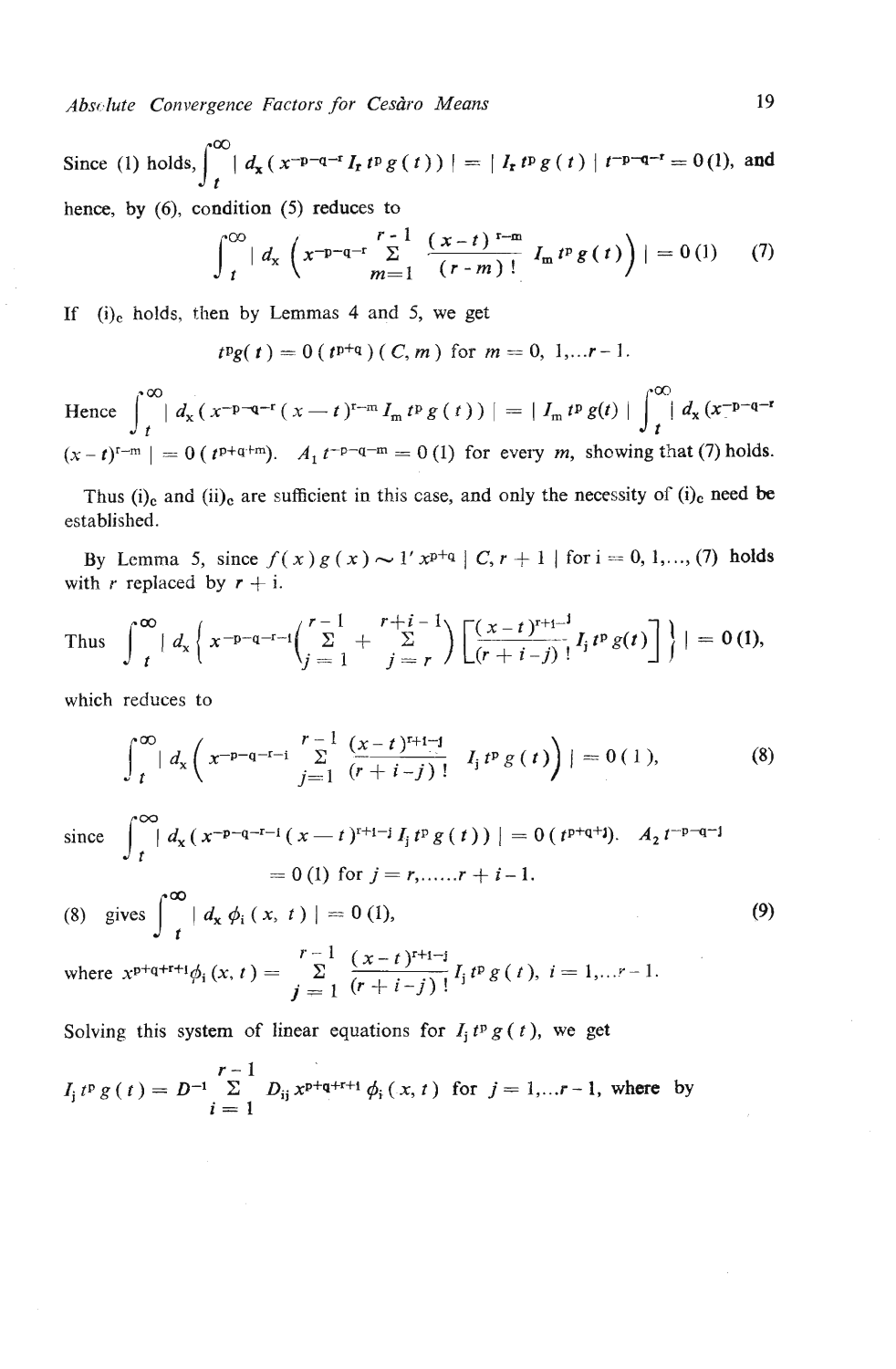Since (1) holds, $\int_t^{\infty} | d_x ( x^{-p-q-r} I_r t^p g(t)) | = | I_r t^p g(t) | t^{-p-q-r} = 0(1)$, and hence, by (6), condition (5) reduces to

$$\int_t^{\infty} \left| d_x \left( x^{-p-q-r} \sum_{m=1}^{r-1} \frac{(x-t)^{r-m}}{(r-m)!} I_m t^p g(t) \right) \right| = 0(1) \tag{7}$$

If $(i)_c$ holds, then by Lemmas 4 and 5, we get

$$t^p g(t) = 0(t^{p+q})(C, m) \text{ for } m = 0, 1, \ldots r-1.$$

Hence $\int_t^{\infty} | d_x ( x^{-p-q-r} (x-t)^{r-m} I_m t^p g(t)) | = | I_m t^p g(t) | \int_t^{\infty} | d_x (x^{-p-q-r} (x-t)^{r-m} | = 0(t^{p+q+m})$. $A_1 t^{-p-q-m} = 0(1)$ for every $m$, showing that (7) holds.

Thus $(i)_c$ and $(ii)_c$ are sufficient in this case, and only the necessity of $(i)_c$ need be established.

By Lemma 5, since $f(x) g(x) \sim 1' x^{p+q} | C, r+1 |$ for $i = 0, 1, \ldots$, (7) holds with $r$ replaced by $r+i$.

Thus $\int_t^{\infty} \left| d_x \left\{ x^{-p-q-r-i} \left( \sum_{j=1}^{r-1} + \sum_{j=r}^{r+i-1} \right) \left[ \frac{(x-t)^{r+i-j}}{(r+i-j)!} I_j t^p g(t) \right] \right\} \right| = 0(1)$,

which reduces to

$$\int_t^{\infty} \left| d_x \left( x^{-p-q-r-i} \sum_{j=1}^{r-1} \frac{(x-t)^{r+i-j}}{(r+i-j)!} I_j t^p g(t) \right) \right| = 0(1), \tag{8}$$

since $\int_t^{\infty} | d_x ( x^{-p-q-r-i} (x-t)^{r+i-j} I_j t^p g(t)) | = 0(t^{p+q+j})$. $A_2 t^{-p-q-j} = 0(1)$ for $j = r, \ldots\ldots r+i-1$.

(8) gives $\int_t^{\infty} | d_x \phi_i (x, t) | = 0(1)$, $\tag{9}$

where $x^{p+q+r+i} \phi_i (x, t) = \sum_{j=1}^{r-1} \frac{(x-t)^{r+i-j}}{(r+i-j)!} I_j t^p g(t)$, $i = 1, \ldots r-1$.

Solving this system of linear equations for $I_j t^p g(t)$, we get

$I_j t^p g(t) = D^{-1} \sum_{i=1}^{r-1} D_{ij} x^{p+q+r+i} \phi_i (x, t)$ for $j = 1, \ldots r-1$, where by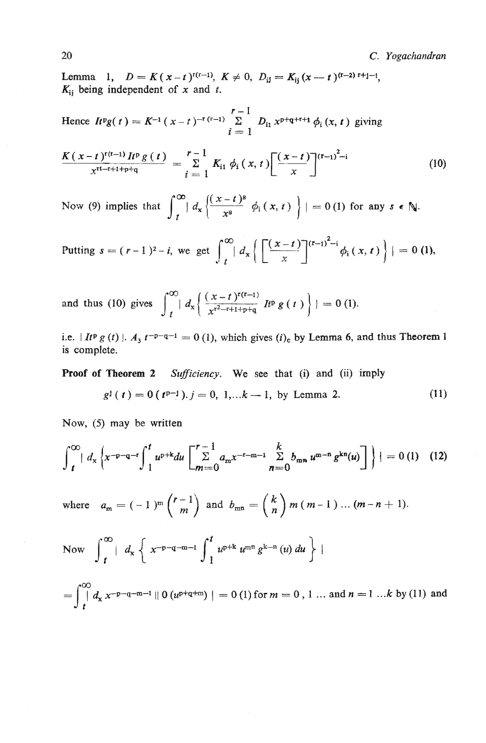Lemma 1, $D = K(x-t)^{r(r-1)}$, $K \neq 0$, $D_{ij} = K_{ij}(x-t)^{(r-2)\,r+j-i}$, $K_{ij}$ being independent of $x$ and $t$.

Hence $It^p g(t) = K^{-1}(x-t)^{-r(r-1)} \sum_{i=1}^{r-1} D_{i1}\, x^{p+q+r+1} \phi_i(x,t)$ giving

$$\frac{K(x-t)^{r(r-1)} It^p g(t)}{x^{rt-r+1+p+q}} = \sum_{i=1}^{r-1} K_{i1}\, \phi_i(x,t) \left[\frac{(x-t)}{x}\right]^{(r-1)^2-i} \tag{10}$$

Now (9) implies that $\int_t^\infty \left| d_x \left\{ \frac{(x-t)^s}{x^s} \phi_i(x,t) \right\} \right| = 0(1)$ for any $s \in \mathbb{N}$.

Putting $s = (r-1)^2 - i$, we get $\int_t^\infty \left| d_x \left\{ \left[\frac{(x-t)}{x}\right]^{(r-1)^2-i} \phi_i(x,t) \right\} \right| = 0(1)$,

and thus (10) gives $\int_t^\infty \left| d_x \left\{ \frac{(x-t)^{r(r-1)}}{x^{r^2-r+1+p+q}} It^p g(t) \right\} \right| = 0(1)$.

i.e. $|It^p g(t)|.\, A_3\, t^{-p-q-1} = 0(1)$, which gives $(i)_c$ by Lemma 6, and thus Theorem 1 is complete.

**Proof of Theorem 2** *Sufficiency.* We see that (i) and (ii) imply

$$g^j(t) = 0(t^{p-j}).\, j = 0, 1, \ldots k-1, \text{ by Lemma 2.} \tag{11}$$

Now, (5) may be written

$$\int_t^\infty \left| d_x \left\{ x^{-p-q-r} \int_1^t u^{p+k} du \left[ \sum_{m=0}^{r-1} a_m x^{-r-m-1} \sum_{n=0}^{k} b_{mn}\, u^{m-n} g^{kn}(u) \right] \right\} \right| = 0(1) \tag{12}$$

where $a_m = (-1)^m \binom{r-1}{m}$ and $b_{mn} = \binom{k}{n} m(m-1)\ldots(m-n+1)$.

Now $\int_t^\infty \left| d_x \left\{ x^{-p-q-m-1} \int_1^t u^{p+k}\, u^{mn}\, g^{k-n}(u)\, du \right\} \right|$

$= \int_t^\infty \left| d_x\, x^{-p-q-m-1} \| 0(u^{p+q+m}) \right| = 0(1)$ for $m = 0, 1 \ldots$ and $n = 1 \ldots k$ by (11) and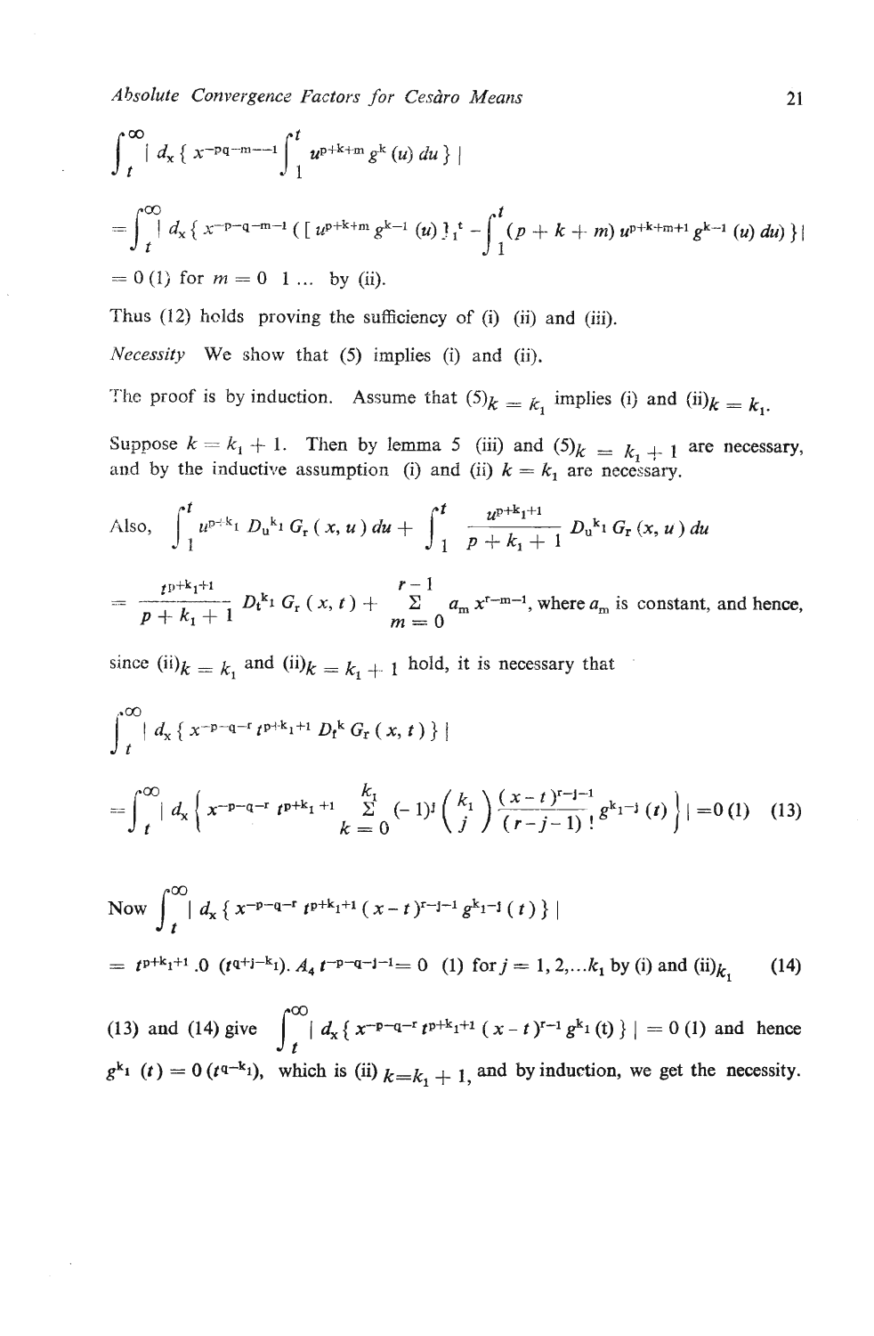$$\int_t^{\infty} | \, d_x \{ x^{-pq-m-1} \int_1^t u^{p+k+m} g^k(u) \, du \} \, |$$

$$= \int_t^{\infty} | \, d_x \{ x^{-p-q-m-1} ( [ u^{p+k+m} g^{k-1}(u) ]_1^t - \int_1^t (p+k+m) \, u^{p+k+m+1} g^{k-1}(u) \, du ) \} \, |$$

$= 0(1)$ for $m = 0 \ 1 \ldots$ by (ii).

Thus (12) holds proving the sufficiency of (i) (ii) and (iii).

*Necessity* We show that (5) implies (i) and (ii).

The proof is by induction. Assume that $(5)_{k = k_1}$ implies (i) and $(\text{ii})_{k = k_1}$.

Suppose $k = k_1 + 1$. Then by lemma 5 (iii) and $(5)_{k = k_1 + 1}$ are necessary, and by the inductive assumption (i) and (ii) $k = k_1$ are necessary.

Also, $$\int_1^t u^{p+k_1} D_u^{k_1} G_r(x, u) \, du + \int_1^t \frac{u^{p+k_1+1}}{p+k_1+1} D_u^{k_1} G_r(x, u) \, du$$

$$= \frac{t^{p+k_1+1}}{p+k_1+1} D_t^{k_1} G_r(x, t) + \sum_{m=0}^{r-1} a_m x^{r-m-1}, \text{ where } a_m \text{ is constant, and hence,}$$

since $(\text{ii})_{k = k_1}$ and $(\text{ii})_{k = k_1 + 1}$ hold, it is necessary that

$$\int_t^{\infty} | \, d_x \{ x^{-p-q-r} t^{p+k_1+1} D_t^k G_r(x, t) \} \, |$$

$$= \int_t^{\infty} \left| \, d_x \left\{ x^{-p-q-r} t^{p+k_1+1} \sum_{k=0}^{k_1} (-1)^j \binom{k_1}{j} \frac{(x-t)^{r-j-1}}{(r-j-1)!} g^{k_1-j}(t) \right\} \right| = 0(1) \quad (13)$$

Now $$\int_t^{\infty} | \, d_x \{ x^{-p-q-r} t^{p+k_1+1} (x-t)^{r-j-1} g^{k_1-j}(t) \} \, |$$

$$= t^{p+k_1+1} . 0 \, (t^{q+j-k_1}). A_4 \, t^{-p-q-j-1} = 0 \ (1) \text{ for } j = 1, 2, \ldots k_1 \text{ by (i) and } (\text{ii})_{k_1} \quad (14)$$

(13) and (14) give $\int_t^{\infty} | \, d_x \{ x^{-p-q-r} t^{p+k_1+1} (x-t)^{r-1} g^{k_1}(t) \} \, | = 0 \ (1)$ and hence $g^{k_1}(t) = 0 \, (t^{q-k_1})$, which is $(\text{ii})_{k = k_1 + 1}$, and by induction, we get the necessity.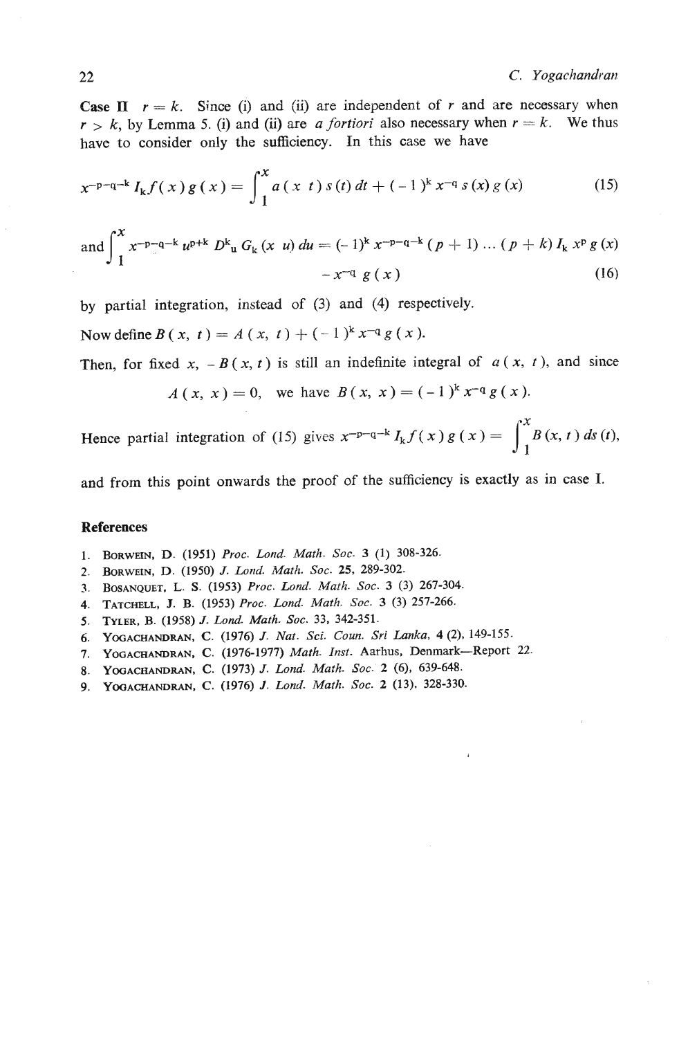**Case II** $r = k$. Since (i) and (ii) are independent of $r$ and are necessary when $r > k$, by Lemma 5. (i) and (ii) are *a fortiori* also necessary when $r = k$. We thus have to consider only the sufficiency. In this case we have

$$x^{-p-q-k} I_k f(x) g(x) = \int_1^x a(x\ t)\, s(t)\, dt + (-1)^k x^{-q} s(x) g(x) \tag{15}$$

$$\text{and} \int_1^x x^{-p-q-k} u^{p+k} D^k_u G_k(x\ u)\, du = (-1)^k x^{-p-q-k} (p+1) \ldots (p+k) I_k x^p g(x) - x^{-q} g(x) \tag{16}$$

by partial integration, instead of (3) and (4) respectively.

Now define $B(x, t) = A(x, t) + (-1)^k x^{-q} g(x)$.

Then, for fixed $x$, $-B(x, t)$ is still an indefinite integral of $a(x, t)$, and since

$$A(x, x) = 0, \quad \text{we have } B(x, x) = (-1)^k x^{-q} g(x).$$

Hence partial integration of (15) gives $x^{-p-q-k} I_k f(x) g(x) = \int_1^x B(x, t)\, ds(t)$,

and from this point onwards the proof of the sufficiency is exactly as in case I.

## References

1. Borwein, D. (1951) *Proc. Lond. Math. Soc.* 3 (1) 308-326.
2. Borwein, D. (1950) *J. Lond. Math. Soc.* **25**, 289-302.
3. Bosanquet, L. S. (1953) *Proc. Lond. Math. Soc.* 3 (3) 267-304.
4. Tatchell, J. B. (1953) *Proc. Lond. Math. Soc.* 3 (3) 257-266.
5. Tyler, B. (1958) *J. Lond. Math. Soc.* 33, 342-351.
6. Yogachandran, C. (1976) *J. Nat. Sci. Coun. Sri Lanka*, 4 (2), 149-155.
7. Yogachandran, C. (1976-1977) *Math. Inst.* Aarhus, Denmark—Report 22.
8. Yogachandran, C. (1973) *J. Lond. Math. Soc.* 2 (6), 639-648.
9. Yogachandran, C. (1976) *J. Lond. Math. Soc.* 2 (13), 328-330.